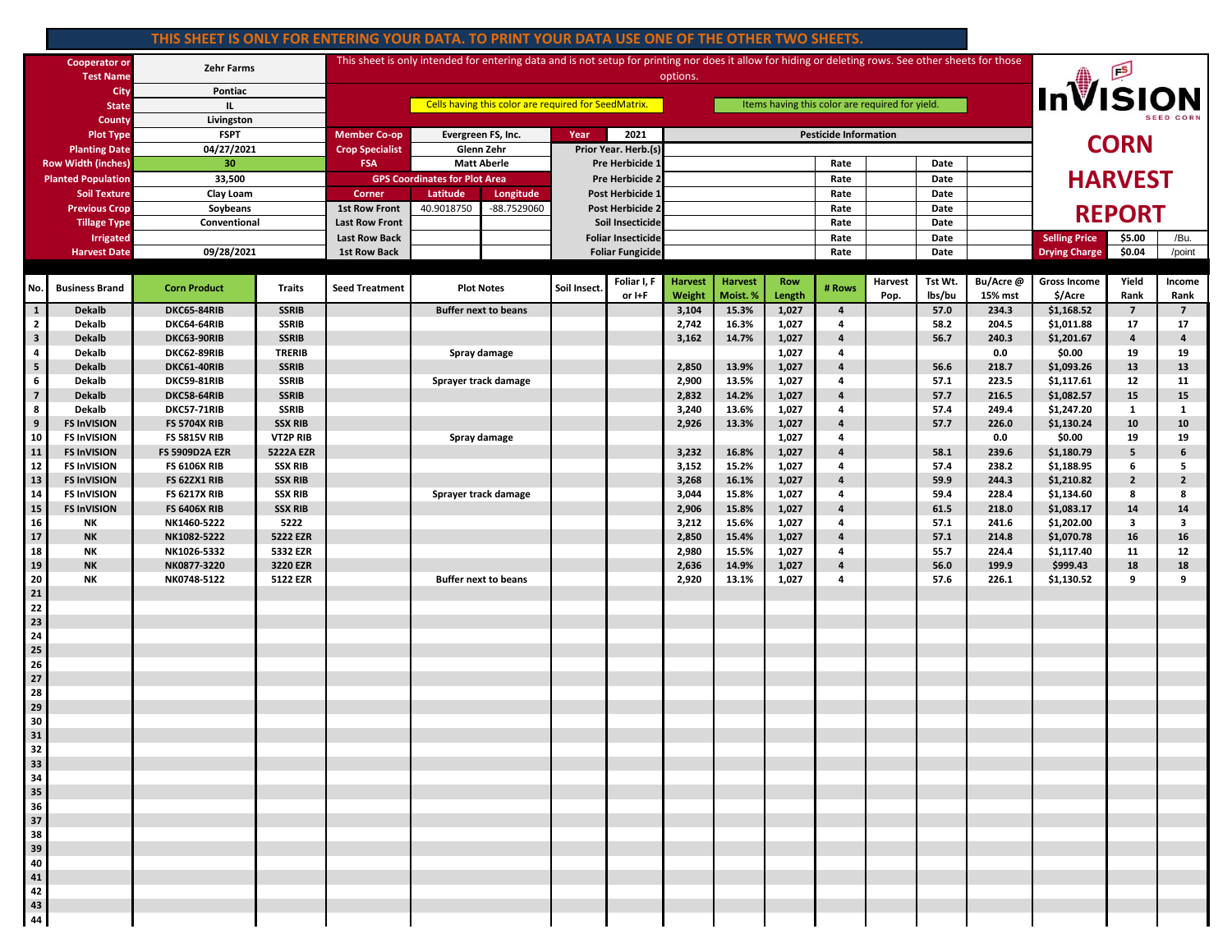**THIS SHEET IS ONLY FOR ENTERING YOUR DATA. TO PRINT YOUR DATA USE ONE OF THE OTHER TWO SHEETS.**

This sheet is only intended for entering data and is not setup for printing nor does it allow for hiding or deleting rows. See other sheets for those options.

Cells having this color are required for SeedMatrix.

Items having this color are required for yield.

# InVISION SEED CORN
# CORN HARVEST REPORT

| | |
|---|---|
| Cooperator or Test Name | Zehr Farms |
| City | Pontiac |
| State | IL |
| County | Livingston |
| Plot Type | FSPT |
| Planting Date | 04/27/2021 |
| Row Width (inches) | 30 |
| Planted Population | 33,500 |
| Soil Texture | Clay Loam |
| Previous Crop | Soybeans |
| Tillage Type | Conventional |
| Irrigated | |
| Harvest Date | 09/28/2021 |

| | |
|---|---|
| Member Co-op | Evergreen FS, Inc. |
| Crop Specialist | Glenn Zehr |
| FSA | Matt Aberle |
| Year | 2021 |

| GPS Coordinates for Plot Area | | |
|---|---|---|
| Corner | Latitude | Longitude |
| 1st Row Front | 40.9018750 | -88.7529060 |
| Last Row Front | | |
| Last Row Back | | |
| 1st Row Back | | |

| Pesticide Information | | | | | |
|---|---|---|---|---|---|
| Prior Year. Herb.(s) | | | | | |
| Pre Herbicide 1 | | Rate | | Date | |
| Pre Herbicide 2 | | Rate | | Date | |
| Post Herbicide 1 | | Rate | | Date | |
| Post Herbicide 2 | | Rate | | Date | |
| Soil Insecticide | | Rate | | Date | |
| Foliar Insecticide | | Rate | | Date | |
| Foliar Fungicide | | Rate | | Date | |

| | | |
|---|---|---|
| Selling Price | $5.00 | /Bu. |
| Drying Charge | $0.04 | /point |

| No. | Business Brand | Corn Product | Traits | Seed Treatment | Plot Notes | Soil Insect. | Foliar I, F or I+F | Harvest Weight | Harvest Moist. % | Row Length | # Rows | Harvest Pop. | Tst Wt. lbs/bu | Bu/Acre @ 15% mst | Gross Income $/Acre | Yield Rank | Income Rank |
|---|---|---|---|---|---|---|---|---|---|---|---|---|---|---|---|---|---|
| 1 | Dekalb | DKC65-84RIB | SSRIB | | Buffer next to beans | | | 3,104 | 15.3% | 1,027 | 4 | | 57.0 | 234.3 | $1,168.52 | 7 | 7 |
| 2 | Dekalb | DKC64-64RIB | SSRIB | | | | | 2,742 | 16.3% | 1,027 | 4 | | 58.2 | 204.5 | $1,011.88 | 17 | 17 |
| 3 | Dekalb | DKC63-90RIB | SSRIB | | | | | 3,162 | 14.7% | 1,027 | 4 | | 56.7 | 240.3 | $1,201.67 | 4 | 4 |
| 4 | Dekalb | DKC62-89RIB | TRERIB | | Spray damage | | | | | 1,027 | 4 | | | 0.0 | $0.00 | 19 | 19 |
| 5 | Dekalb | DKC61-40RIB | SSRIB | | | | | 2,850 | 13.9% | 1,027 | 4 | | 56.6 | 218.7 | $1,093.26 | 13 | 13 |
| 6 | Dekalb | DKC59-81RIB | SSRIB | | Sprayer track damage | | | 2,900 | 13.5% | 1,027 | 4 | | 57.1 | 223.5 | $1,117.61 | 12 | 11 |
| 7 | Dekalb | DKC58-64RIB | SSRIB | | | | | 2,832 | 14.2% | 1,027 | 4 | | 57.7 | 216.5 | $1,082.57 | 15 | 15 |
| 8 | Dekalb | DKC57-71RIB | SSRIB | | | | | 3,240 | 13.6% | 1,027 | 4 | | 57.4 | 249.4 | $1,247.20 | 1 | 1 |
| 9 | FS InVISION | FS 5704X RIB | SSX RIB | | | | | 2,926 | 13.3% | 1,027 | 4 | | 57.7 | 226.0 | $1,130.24 | 10 | 10 |
| 10 | FS InVISION | FS 5815V RIB | VT2P RIB | | Spray damage | | | | | 1,027 | 4 | | | 0.0 | $0.00 | 19 | 19 |
| 11 | FS InVISION | FS 5909D2A EZR | 5222A EZR | | | | | 3,232 | 16.8% | 1,027 | 4 | | 58.1 | 239.6 | $1,180.79 | 5 | 6 |
| 12 | FS InVISION | FS 6106X RIB | SSX RIB | | | | | 3,152 | 15.2% | 1,027 | 4 | | 57.4 | 238.2 | $1,188.95 | 6 | 5 |
| 13 | FS InVISION | FS 62ZX1 RIB | SSX RIB | | | | | 3,268 | 16.1% | 1,027 | 4 | | 59.9 | 244.3 | $1,210.82 | 2 | 2 |
| 14 | FS InVISION | FS 6217X RIB | SSX RIB | | Sprayer track damage | | | 3,044 | 15.8% | 1,027 | 4 | | 59.4 | 228.4 | $1,134.60 | 8 | 8 |
| 15 | FS InVISION | FS 6406X RIB | SSX RIB | | | | | 2,906 | 15.8% | 1,027 | 4 | | 61.5 | 218.0 | $1,083.17 | 14 | 14 |
| 16 | NK | NK1460-5222 | 5222 | | | | | 3,212 | 15.6% | 1,027 | 4 | | 57.1 | 241.6 | $1,202.00 | 3 | 3 |
| 17 | NK | NK1082-5222 | 5222 EZR | | | | | 2,850 | 15.4% | 1,027 | 4 | | 57.1 | 214.8 | $1,070.78 | 16 | 16 |
| 18 | NK | NK1026-5332 | 5332 EZR | | | | | 2,980 | 15.5% | 1,027 | 4 | | 55.7 | 224.4 | $1,117.40 | 11 | 12 |
| 19 | NK | NK0877-3220 | 3220 EZR | | | | | 2,636 | 14.9% | 1,027 | 4 | | 56.0 | 199.9 | $999.43 | 18 | 18 |
| 20 | NK | NK0748-5122 | 5122 EZR | | Buffer next to beans | | | 2,920 | 13.1% | 1,027 | 4 | | 57.6 | 226.1 | $1,130.52 | 9 | 9 |
| 21 | | | | | | | | | | | | | | | | | |
| 22 | | | | | | | | | | | | | | | | | |
| 23 | | | | | | | | | | | | | | | | | |
| 24 | | | | | | | | | | | | | | | | | |
| 25 | | | | | | | | | | | | | | | | | |
| 26 | | | | | | | | | | | | | | | | | |
| 27 | | | | | | | | | | | | | | | | | |
| 28 | | | | | | | | | | | | | | | | | |
| 29 | | | | | | | | | | | | | | | | | |
| 30 | | | | | | | | | | | | | | | | | |
| 31 | | | | | | | | | | | | | | | | | |
| 32 | | | | | | | | | | | | | | | | | |
| 33 | | | | | | | | | | | | | | | | | |
| 34 | | | | | | | | | | | | | | | | | |
| 35 | | | | | | | | | | | | | | | | | |
| 36 | | | | | | | | | | | | | | | | | |
| 37 | | | | | | | | | | | | | | | | | |
| 38 | | | | | | | | | | | | | | | | | |
| 39 | | | | | | | | | | | | | | | | | |
| 40 | | | | | | | | | | | | | | | | | |
| 41 | | | | | | | | | | | | | | | | | |
| 42 | | | | | | | | | | | | | | | | | |
| 43 | | | | | | | | | | | | | | | | | |
| 44 | | | | | | | | | | | | | | | | | |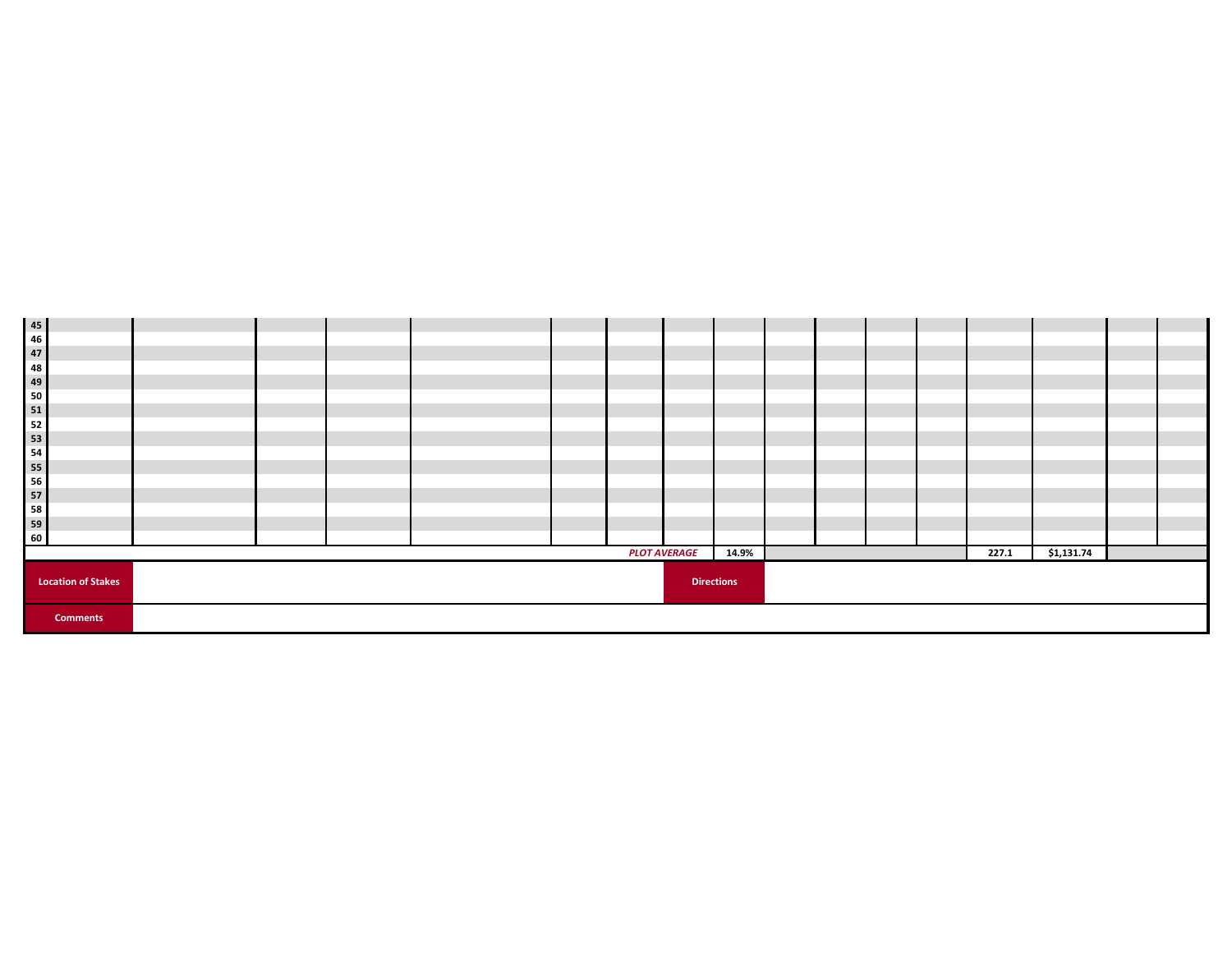| | | | | | | | | | | | | | | | | | |
|---|---|---|---|---|---|---|---|---|---|---|---|---|---|---|---|---|---|
| 45 | | | | | | | | | | | | | | | | | |
| 46 | | | | | | | | | | | | | | | | | |
| 47 | | | | | | | | | | | | | | | | | |
| 48 | | | | | | | | | | | | | | | | | |
| 49 | | | | | | | | | | | | | | | | | |
| 50 | | | | | | | | | | | | | | | | | |
| 51 | | | | | | | | | | | | | | | | | |
| 52 | | | | | | | | | | | | | | | | | |
| 53 | | | | | | | | | | | | | | | | | |
| 54 | | | | | | | | | | | | | | | | | |
| 55 | | | | | | | | | | | | | | | | | |
| 56 | | | | | | | | | | | | | | | | | |
| 57 | | | | | | | | | | | | | | | | | |
| 58 | | | | | | | | | | | | | | | | | |
| 59 | | | | | | | | | | | | | | | | | |
| 60 | | | | | | | | | | | | | | | | | |
| | | | | | | | | *PLOT AVERAGE* | 14.9% | | | | | 227.1 | $1,131.74 | | |

| | | | |
|---|---|---|---|
| **Location of Stakes** | | **Directions** | |
| **Comments** | | | |